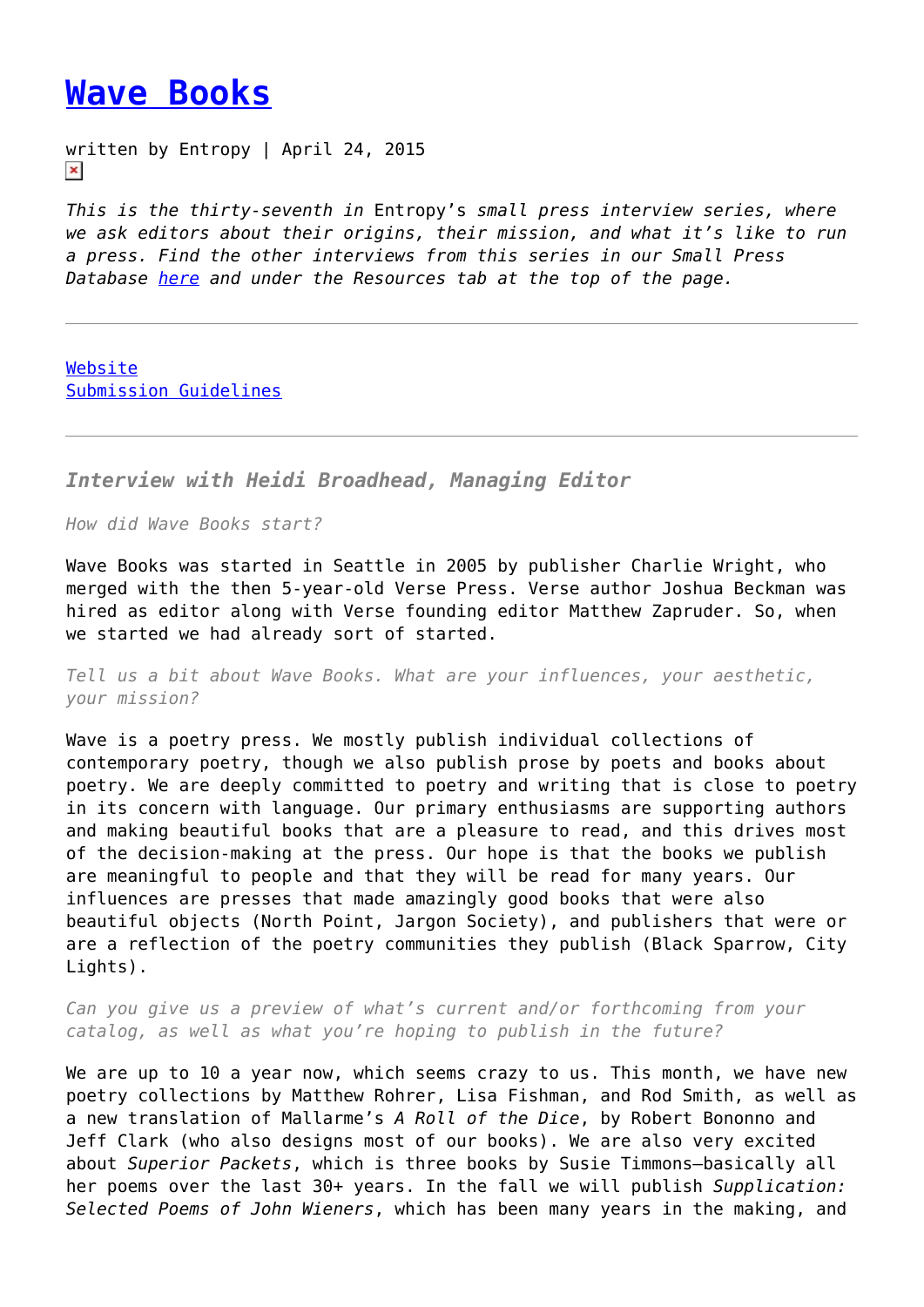# Wave Books

written by Entropy | April 24, 2015

*This is the thirty-seventh in* Entropy's *small press interview series, where we ask editors about their origins, their mission, and what it's like to run a press. Find the other interviews from this series in our Small Press Database [here](#) and under the Resources tab at the top of the page.*

---

[Website](#)
[Submission Guidelines](#)

---

### *Interview with Heidi Broadhead, Managing Editor*

*How did Wave Books start?*

Wave Books was started in Seattle in 2005 by publisher Charlie Wright, who merged with the then 5-year-old Verse Press. Verse author Joshua Beckman was hired as editor along with Verse founding editor Matthew Zapruder. So, when we started we had already sort of started.

*Tell us a bit about Wave Books. What are your influences, your aesthetic, your mission?*

Wave is a poetry press. We mostly publish individual collections of contemporary poetry, though we also publish prose by poets and books about poetry. We are deeply committed to poetry and writing that is close to poetry in its concern with language. Our primary enthusiasms are supporting authors and making beautiful books that are a pleasure to read, and this drives most of the decision-making at the press. Our hope is that the books we publish are meaningful to people and that they will be read for many years. Our influences are presses that made amazingly good books that were also beautiful objects (North Point, Jargon Society), and publishers that were or are a reflection of the poetry communities they publish (Black Sparrow, City Lights).

*Can you give us a preview of what's current and/or forthcoming from your catalog, as well as what you're hoping to publish in the future?*

We are up to 10 a year now, which seems crazy to us. This month, we have new poetry collections by Matthew Rohrer, Lisa Fishman, and Rod Smith, as well as a new translation of Mallarme's *A Roll of the Dice*, by Robert Bononno and Jeff Clark (who also designs most of our books). We are also very excited about *Superior Packets*, which is three books by Susie Timmons—basically all her poems over the last 30+ years. In the fall we will publish *Supplication: Selected Poems of John Wieners*, which has been many years in the making, and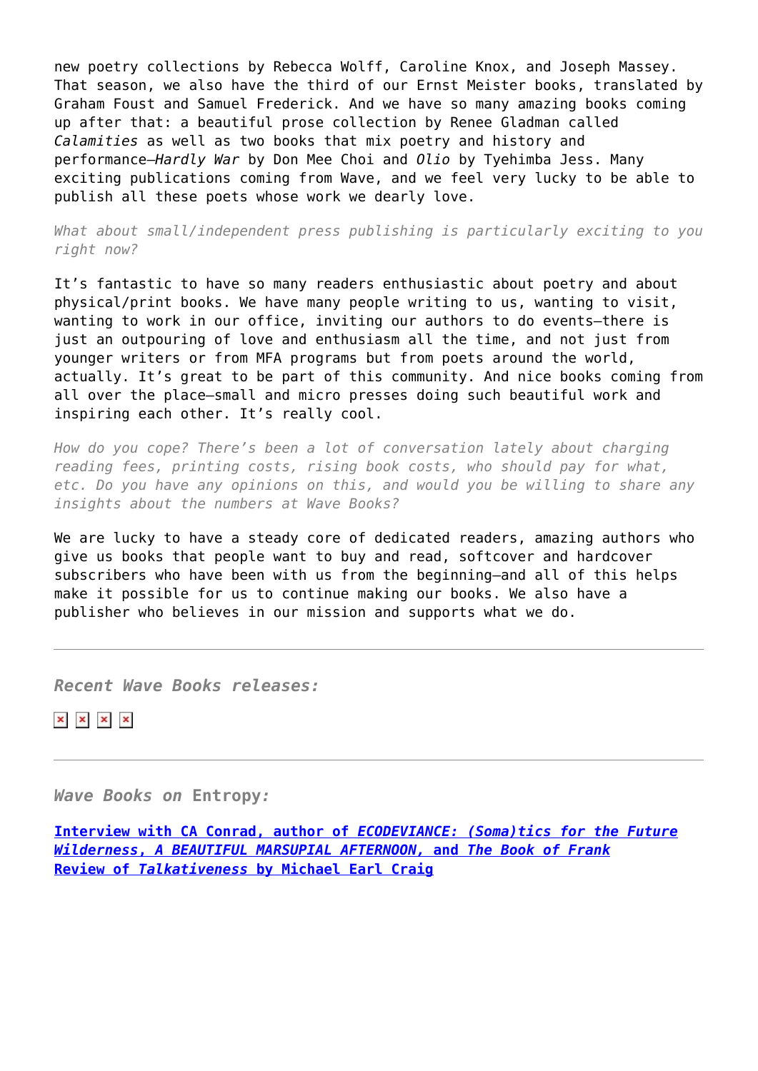new poetry collections by Rebecca Wolff, Caroline Knox, and Joseph Massey. That season, we also have the third of our Ernst Meister books, translated by Graham Foust and Samuel Frederick. And we have so many amazing books coming up after that: a beautiful prose collection by Renee Gladman called *Calamities* as well as two books that mix poetry and history and performance—*Hardly War* by Don Mee Choi and *Olio* by Tyehimba Jess. Many exciting publications coming from Wave, and we feel very lucky to be able to publish all these poets whose work we dearly love.

*What about small/independent press publishing is particularly exciting to you right now?*

It's fantastic to have so many readers enthusiastic about poetry and about physical/print books. We have many people writing to us, wanting to visit, wanting to work in our office, inviting our authors to do events—there is just an outpouring of love and enthusiasm all the time, and not just from younger writers or from MFA programs but from poets around the world, actually. It's great to be part of this community. And nice books coming from all over the place—small and micro presses doing such beautiful work and inspiring each other. It's really cool.

*How do you cope? There's been a lot of conversation lately about charging reading fees, printing costs, rising book costs, who should pay for what, etc. Do you have any opinions on this, and would you be willing to share any insights about the numbers at Wave Books?*

We are lucky to have a steady core of dedicated readers, amazing authors who give us books that people want to buy and read, softcover and hardcover subscribers who have been with us from the beginning—and all of this helps make it possible for us to continue making our books. We also have a publisher who believes in our mission and supports what we do.

---

***Recent Wave Books releases:***

---

***Wave Books on* Entropy*:***

**Interview with CA Conrad, author of *ECODEVIANCE: (Soma)tics for the Future Wilderness, A BEAUTIFUL MARSUPIAL AFTERNOON,* and *The Book of Frank***
**Review of *Talkativeness* by Michael Earl Craig**